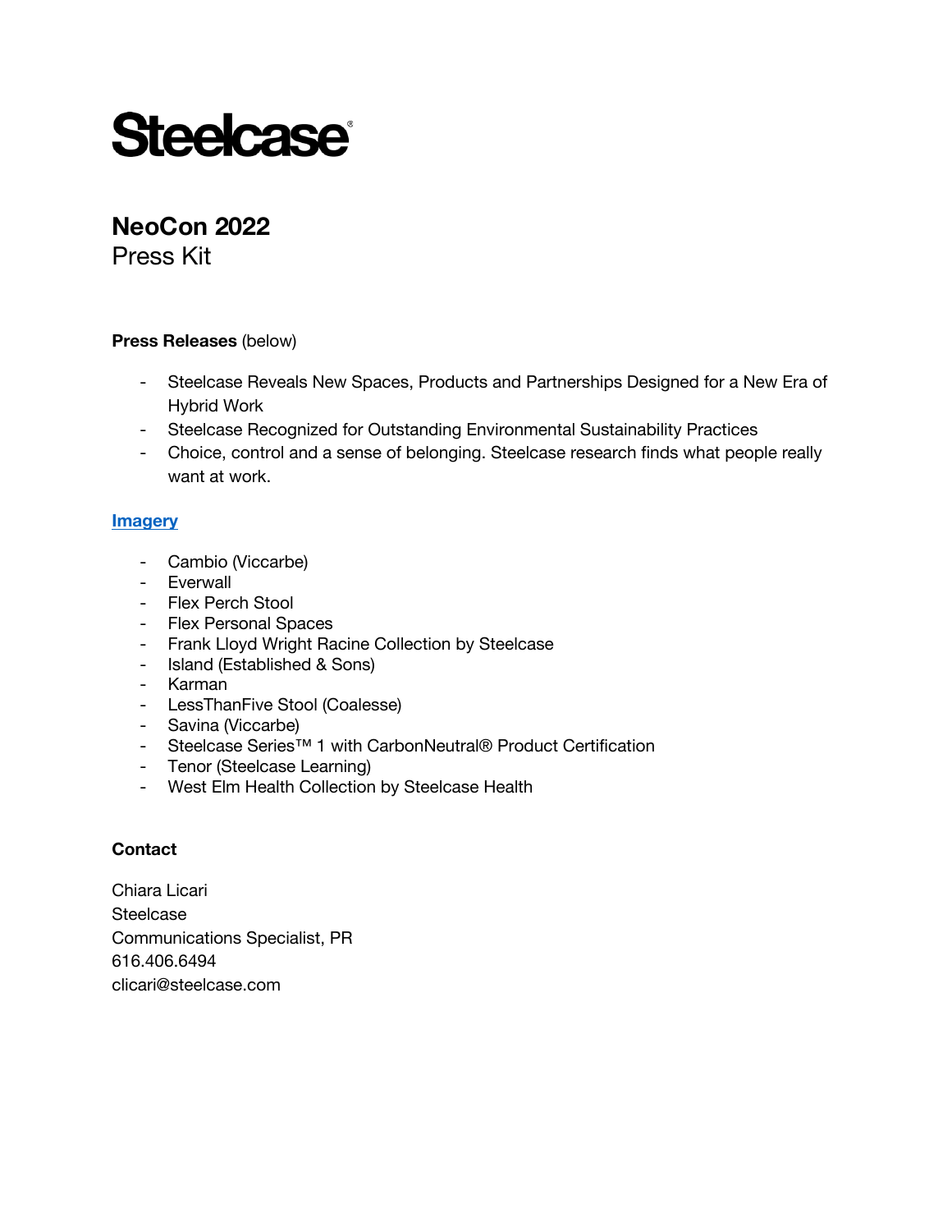# Steelcase

## NeoCon 2022
Press Kit

**Press Releases** (below)

- Steelcase Reveals New Spaces, Products and Partnerships Designed for a New Era of Hybrid Work
- Steelcase Recognized for Outstanding Environmental Sustainability Practices
- Choice, control and a sense of belonging. Steelcase research finds what people really want at work.

**Imagery**

- Cambio (Viccarbe)
- Everwall
- Flex Perch Stool
- Flex Personal Spaces
- Frank Lloyd Wright Racine Collection by Steelcase
- Island (Established & Sons)
- Karman
- LessThanFive Stool (Coalesse)
- Savina (Viccarbe)
- Steelcase Series™ 1 with CarbonNeutral® Product Certification
- Tenor (Steelcase Learning)
- West Elm Health Collection by Steelcase Health

**Contact**

Chiara Licari
Steelcase
Communications Specialist, PR
616.406.6494
clicari@steelcase.com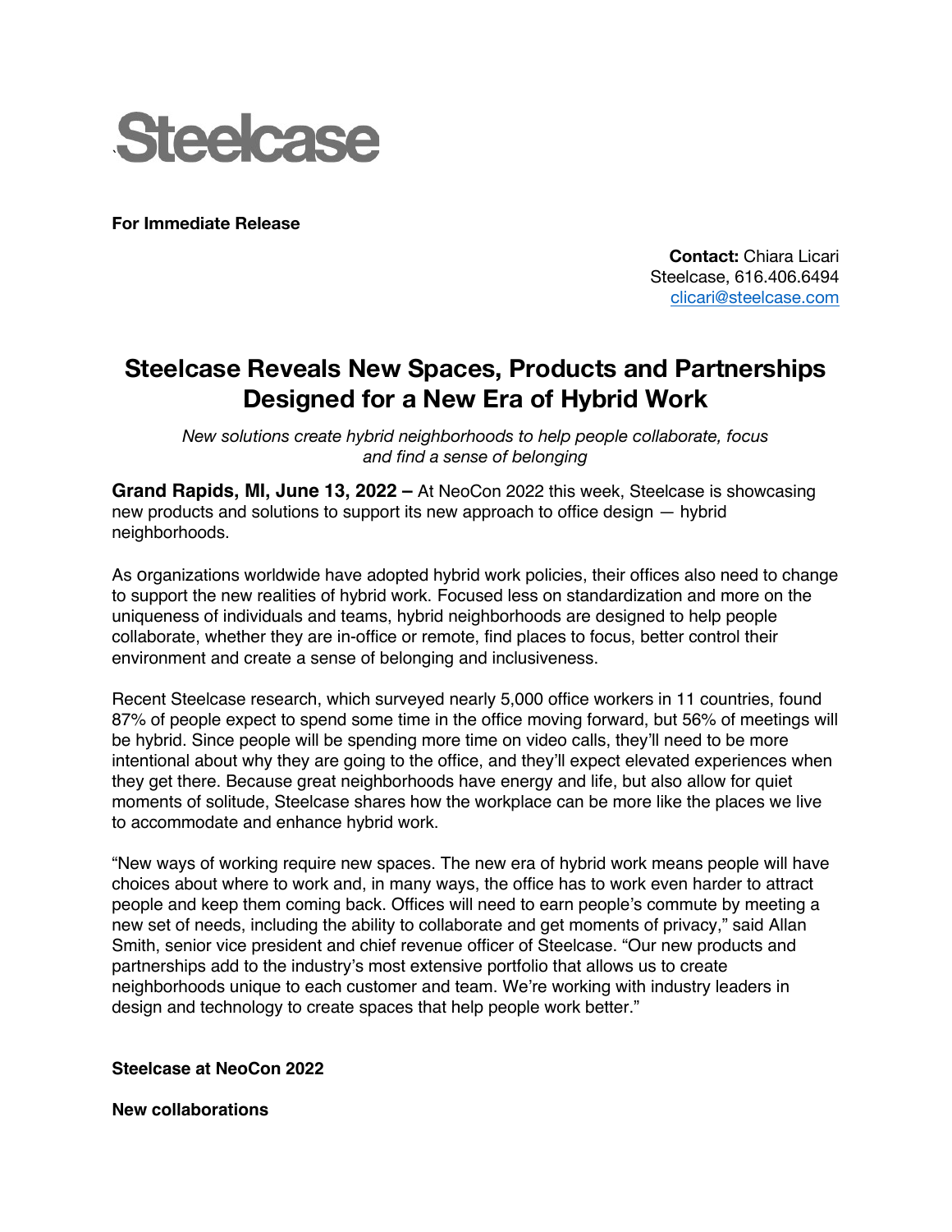# Steelcase

**For Immediate Release**

**Contact:** Chiara Licari
Steelcase, 616.406.6494
clicari@steelcase.com

## Steelcase Reveals New Spaces, Products and Partnerships Designed for a New Era of Hybrid Work

*New solutions create hybrid neighborhoods to help people collaborate, focus and find a sense of belonging*

**Grand Rapids, MI, June 13, 2022 –** At NeoCon 2022 this week, Steelcase is showcasing new products and solutions to support its new approach to office design — hybrid neighborhoods.

As organizations worldwide have adopted hybrid work policies, their offices also need to change to support the new realities of hybrid work. Focused less on standardization and more on the uniqueness of individuals and teams, hybrid neighborhoods are designed to help people collaborate, whether they are in-office or remote, find places to focus, better control their environment and create a sense of belonging and inclusiveness.

Recent Steelcase research, which surveyed nearly 5,000 office workers in 11 countries, found 87% of people expect to spend some time in the office moving forward, but 56% of meetings will be hybrid. Since people will be spending more time on video calls, they'll need to be more intentional about why they are going to the office, and they'll expect elevated experiences when they get there. Because great neighborhoods have energy and life, but also allow for quiet moments of solitude, Steelcase shares how the workplace can be more like the places we live to accommodate and enhance hybrid work.

"New ways of working require new spaces. The new era of hybrid work means people will have choices about where to work and, in many ways, the office has to work even harder to attract people and keep them coming back. Offices will need to earn people's commute by meeting a new set of needs, including the ability to collaborate and get moments of privacy," said Allan Smith, senior vice president and chief revenue officer of Steelcase. "Our new products and partnerships add to the industry's most extensive portfolio that allows us to create neighborhoods unique to each customer and team. We're working with industry leaders in design and technology to create spaces that help people work better."

**Steelcase at NeoCon 2022**

**New collaborations**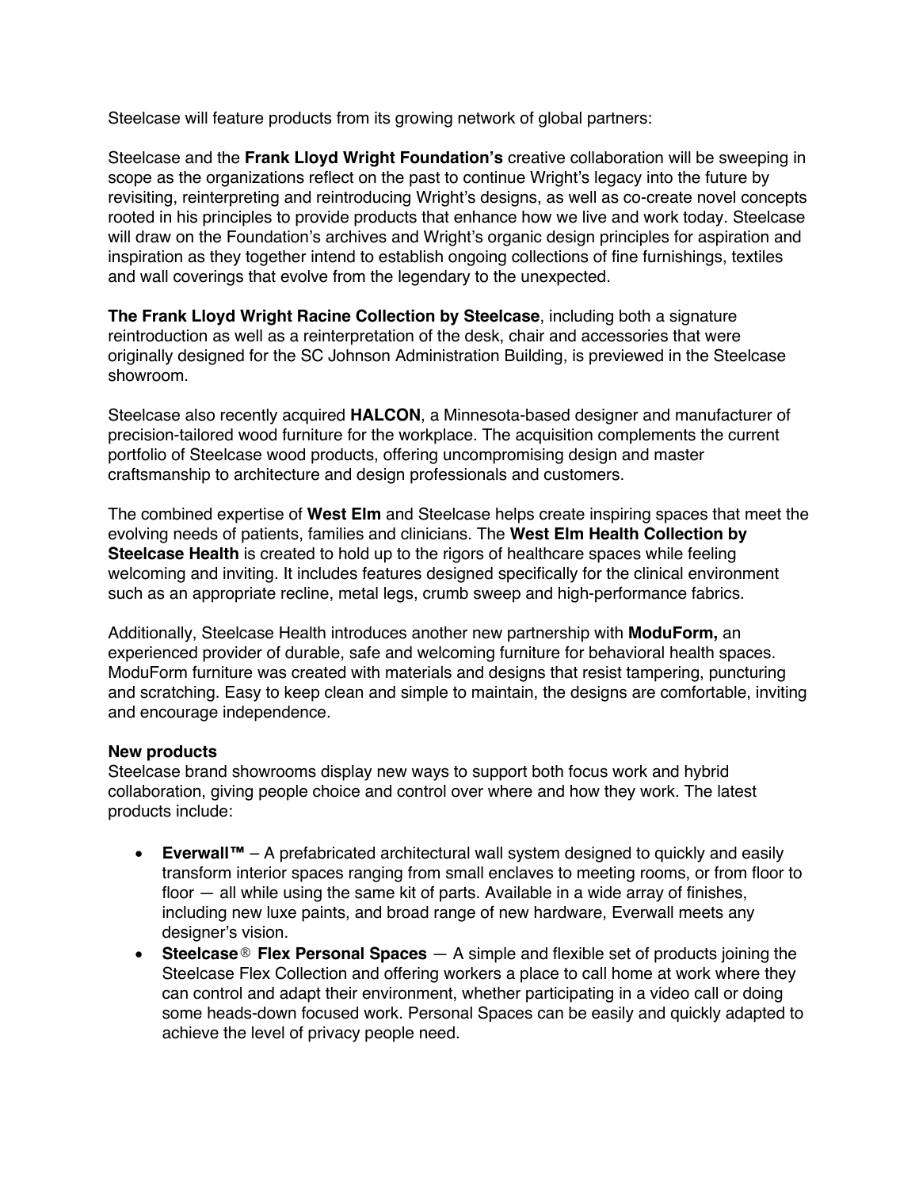Steelcase will feature products from its growing network of global partners:

Steelcase and the **Frank Lloyd Wright Foundation's** creative collaboration will be sweeping in scope as the organizations reflect on the past to continue Wright's legacy into the future by revisiting, reinterpreting and reintroducing Wright's designs, as well as co-create novel concepts rooted in his principles to provide products that enhance how we live and work today. Steelcase will draw on the Foundation's archives and Wright's organic design principles for aspiration and inspiration as they together intend to establish ongoing collections of fine furnishings, textiles and wall coverings that evolve from the legendary to the unexpected.

**The Frank Lloyd Wright Racine Collection by Steelcase**, including both a signature reintroduction as well as a reinterpretation of the desk, chair and accessories that were originally designed for the SC Johnson Administration Building, is previewed in the Steelcase showroom.

Steelcase also recently acquired **HALCON**, a Minnesota-based designer and manufacturer of precision-tailored wood furniture for the workplace. The acquisition complements the current portfolio of Steelcase wood products, offering uncompromising design and master craftsmanship to architecture and design professionals and customers.

The combined expertise of **West Elm** and Steelcase helps create inspiring spaces that meet the evolving needs of patients, families and clinicians. The **West Elm Health Collection by Steelcase Health** is created to hold up to the rigors of healthcare spaces while feeling welcoming and inviting. It includes features designed specifically for the clinical environment such as an appropriate recline, metal legs, crumb sweep and high-performance fabrics.

Additionally, Steelcase Health introduces another new partnership with **ModuForm,** an experienced provider of durable, safe and welcoming furniture for behavioral health spaces. ModuForm furniture was created with materials and designs that resist tampering, puncturing and scratching. Easy to keep clean and simple to maintain, the designs are comfortable, inviting and encourage independence.

**New products**

Steelcase brand showrooms display new ways to support both focus work and hybrid collaboration, giving people choice and control over where and how they work. The latest products include:

- **Everwall™** – A prefabricated architectural wall system designed to quickly and easily transform interior spaces ranging from small enclaves to meeting rooms, or from floor to floor — all while using the same kit of parts. Available in a wide array of finishes, including new luxe paints, and broad range of new hardware, Everwall meets any designer's vision.
- **Steelcase® Flex Personal Spaces** — A simple and flexible set of products joining the Steelcase Flex Collection and offering workers a place to call home at work where they can control and adapt their environment, whether participating in a video call or doing some heads-down focused work. Personal Spaces can be easily and quickly adapted to achieve the level of privacy people need.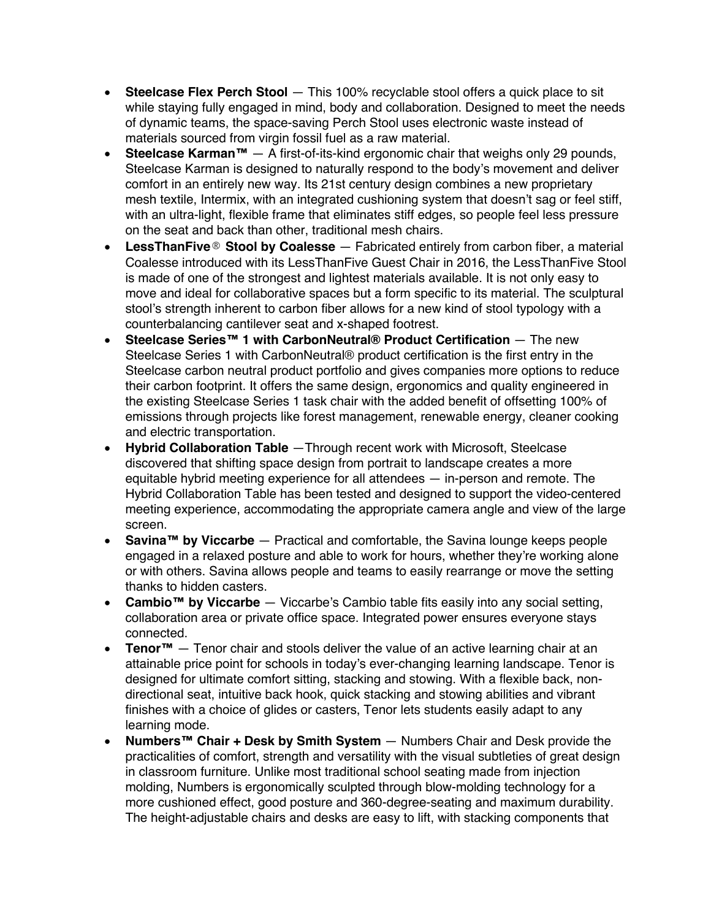- **Steelcase Flex Perch Stool** — This 100% recyclable stool offers a quick place to sit while staying fully engaged in mind, body and collaboration. Designed to meet the needs of dynamic teams, the space-saving Perch Stool uses electronic waste instead of materials sourced from virgin fossil fuel as a raw material.
- **Steelcase Karman™** — A first-of-its-kind ergonomic chair that weighs only 29 pounds, Steelcase Karman is designed to naturally respond to the body's movement and deliver comfort in an entirely new way. Its 21st century design combines a new proprietary mesh textile, Intermix, with an integrated cushioning system that doesn't sag or feel stiff, with an ultra-light, flexible frame that eliminates stiff edges, so people feel less pressure on the seat and back than other, traditional mesh chairs.
- **LessThanFive® Stool by Coalesse** — Fabricated entirely from carbon fiber, a material Coalesse introduced with its LessThanFive Guest Chair in 2016, the LessThanFive Stool is made of one of the strongest and lightest materials available. It is not only easy to move and ideal for collaborative spaces but a form specific to its material. The sculptural stool's strength inherent to carbon fiber allows for a new kind of stool typology with a counterbalancing cantilever seat and x-shaped footrest.
- **Steelcase Series™ 1 with CarbonNeutral® Product Certification** — The new Steelcase Series 1 with CarbonNeutral® product certification is the first entry in the Steelcase carbon neutral product portfolio and gives companies more options to reduce their carbon footprint. It offers the same design, ergonomics and quality engineered in the existing Steelcase Series 1 task chair with the added benefit of offsetting 100% of emissions through projects like forest management, renewable energy, cleaner cooking and electric transportation.
- **Hybrid Collaboration Table** —Through recent work with Microsoft, Steelcase discovered that shifting space design from portrait to landscape creates a more equitable hybrid meeting experience for all attendees — in-person and remote. The Hybrid Collaboration Table has been tested and designed to support the video-centered meeting experience, accommodating the appropriate camera angle and view of the large screen.
- **Savina™ by Viccarbe** — Practical and comfortable, the Savina lounge keeps people engaged in a relaxed posture and able to work for hours, whether they're working alone or with others. Savina allows people and teams to easily rearrange or move the setting thanks to hidden casters.
- **Cambio™ by Viccarbe** — Viccarbe's Cambio table fits easily into any social setting, collaboration area or private office space. Integrated power ensures everyone stays connected.
- **Tenor™** — Tenor chair and stools deliver the value of an active learning chair at an attainable price point for schools in today's ever-changing learning landscape. Tenor is designed for ultimate comfort sitting, stacking and stowing. With a flexible back, non-directional seat, intuitive back hook, quick stacking and stowing abilities and vibrant finishes with a choice of glides or casters, Tenor lets students easily adapt to any learning mode.
- **Numbers™ Chair + Desk by Smith System** — Numbers Chair and Desk provide the practicalities of comfort, strength and versatility with the visual subtleties of great design in classroom furniture. Unlike most traditional school seating made from injection molding, Numbers is ergonomically sculpted through blow-molding technology for a more cushioned effect, good posture and 360-degree-seating and maximum durability. The height-adjustable chairs and desks are easy to lift, with stacking components that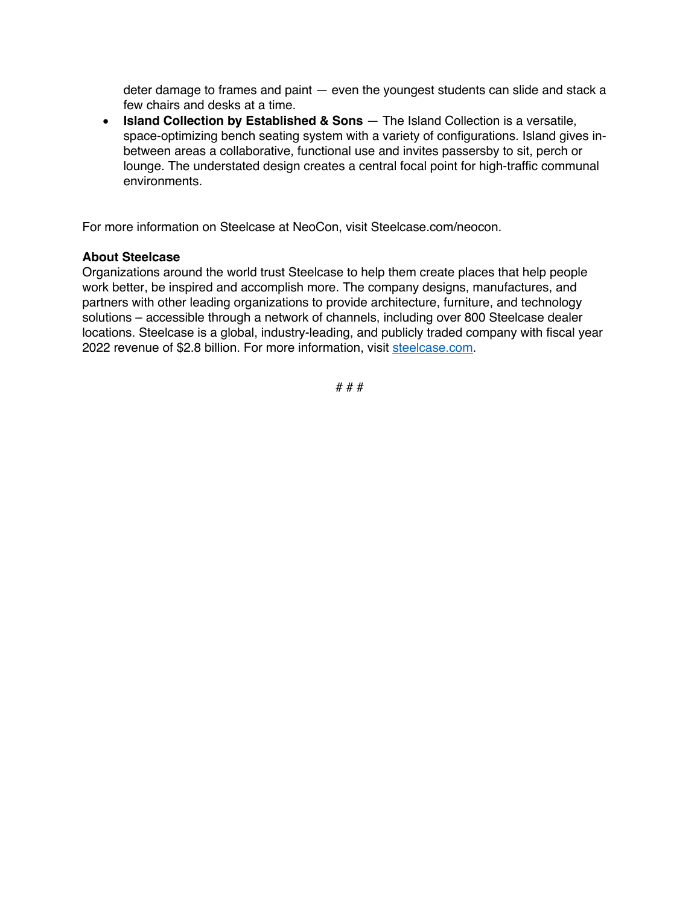deter damage to frames and paint — even the youngest students can slide and stack a few chairs and desks at a time.

- **Island Collection by Established & Sons** — The Island Collection is a versatile, space-optimizing bench seating system with a variety of configurations. Island gives in-between areas a collaborative, functional use and invites passersby to sit, perch or lounge. The understated design creates a central focal point for high-traffic communal environments.

For more information on Steelcase at NeoCon, visit Steelcase.com/neocon.

**About Steelcase**
Organizations around the world trust Steelcase to help them create places that help people work better, be inspired and accomplish more. The company designs, manufactures, and partners with other leading organizations to provide architecture, furniture, and technology solutions – accessible through a network of channels, including over 800 Steelcase dealer locations. Steelcase is a global, industry-leading, and publicly traded company with fiscal year 2022 revenue of $2.8 billion. For more information, visit steelcase.com.

# # #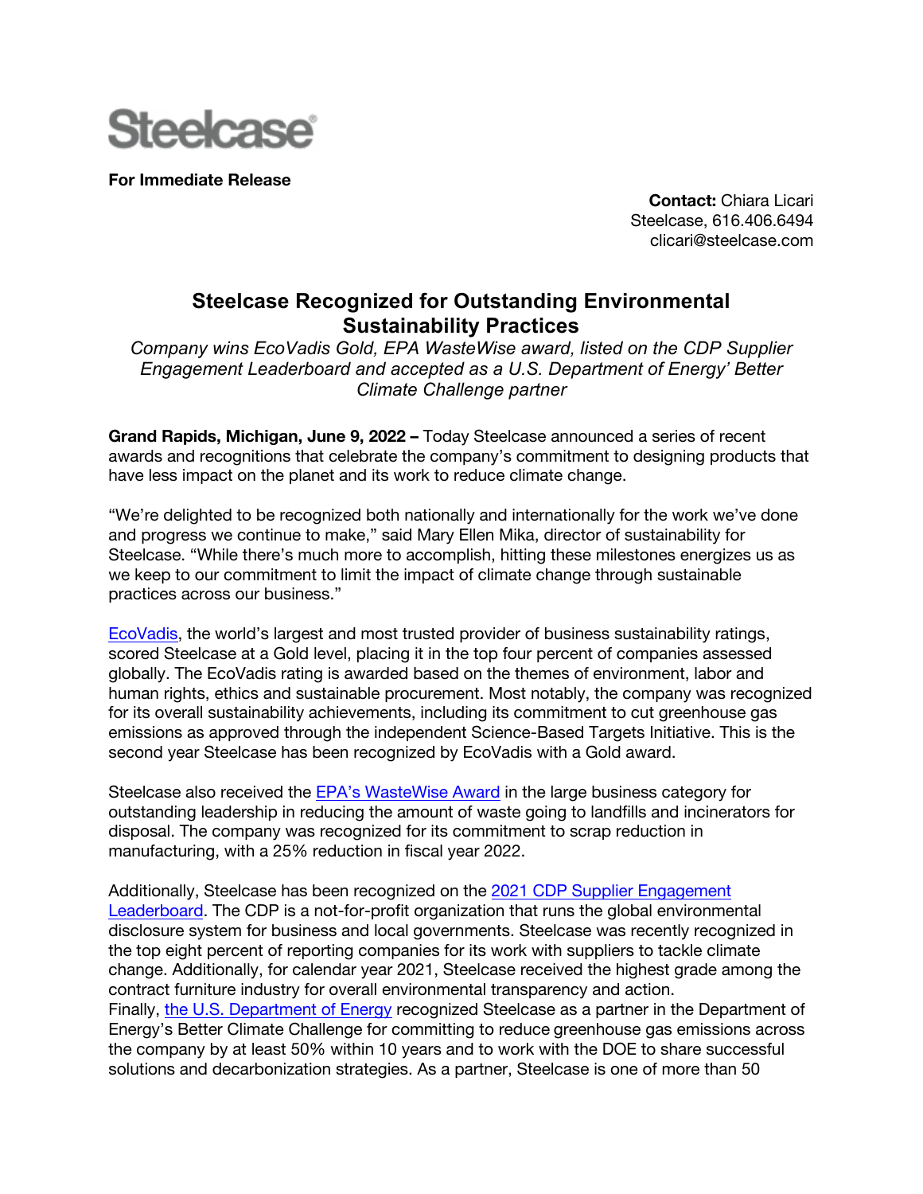Steelcase

**For Immediate Release**

**Contact:** Chiara Licari
Steelcase, 616.406.6494
clicari@steelcase.com

# Steelcase Recognized for Outstanding Environmental Sustainability Practices

*Company wins EcoVadis Gold, EPA WasteWise award, listed on the CDP Supplier Engagement Leaderboard and accepted as a U.S. Department of Energy' Better Climate Challenge partner*

**Grand Rapids, Michigan, June 9, 2022 –** Today Steelcase announced a series of recent awards and recognitions that celebrate the company's commitment to designing products that have less impact on the planet and its work to reduce climate change.

"We're delighted to be recognized both nationally and internationally for the work we've done and progress we continue to make," said Mary Ellen Mika, director of sustainability for Steelcase. "While there's much more to accomplish, hitting these milestones energizes us as we keep to our commitment to limit the impact of climate change through sustainable practices across our business."

EcoVadis, the world's largest and most trusted provider of business sustainability ratings, scored Steelcase at a Gold level, placing it in the top four percent of companies assessed globally. The EcoVadis rating is awarded based on the themes of environment, labor and human rights, ethics and sustainable procurement. Most notably, the company was recognized for its overall sustainability achievements, including its commitment to cut greenhouse gas emissions as approved through the independent Science-Based Targets Initiative. This is the second year Steelcase has been recognized by EcoVadis with a Gold award.

Steelcase also received the EPA's WasteWise Award in the large business category for outstanding leadership in reducing the amount of waste going to landfills and incinerators for disposal. The company was recognized for its commitment to scrap reduction in manufacturing, with a 25% reduction in fiscal year 2022.

Additionally, Steelcase has been recognized on the 2021 CDP Supplier Engagement Leaderboard. The CDP is a not-for-profit organization that runs the global environmental disclosure system for business and local governments. Steelcase was recently recognized in the top eight percent of reporting companies for its work with suppliers to tackle climate change. Additionally, for calendar year 2021, Steelcase received the highest grade among the contract furniture industry for overall environmental transparency and action.
Finally, the U.S. Department of Energy recognized Steelcase as a partner in the Department of Energy's Better Climate Challenge for committing to reduce greenhouse gas emissions across the company by at least 50% within 10 years and to work with the DOE to share successful solutions and decarbonization strategies. As a partner, Steelcase is one of more than 50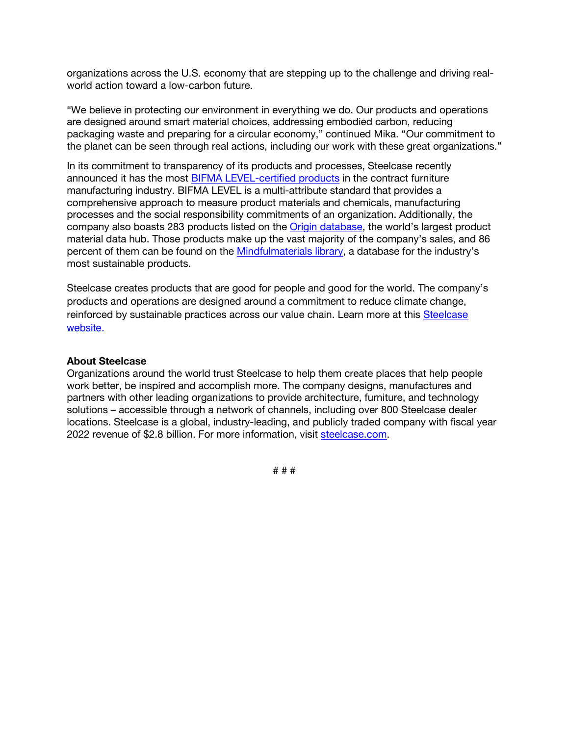organizations across the U.S. economy that are stepping up to the challenge and driving real-world action toward a low-carbon future.

"We believe in protecting our environment in everything we do. Our products and operations are designed around smart material choices, addressing embodied carbon, reducing packaging waste and preparing for a circular economy," continued Mika. "Our commitment to the planet can be seen through real actions, including our work with these great organizations."

In its commitment to transparency of its products and processes, Steelcase recently announced it has the most BIFMA LEVEL-certified products in the contract furniture manufacturing industry. BIFMA LEVEL is a multi-attribute standard that provides a comprehensive approach to measure product materials and chemicals, manufacturing processes and the social responsibility commitments of an organization. Additionally, the company also boasts 283 products listed on the Origin database, the world's largest product material data hub. Those products make up the vast majority of the company's sales, and 86 percent of them can be found on the Mindfulmaterials library, a database for the industry's most sustainable products.

Steelcase creates products that are good for people and good for the world. The company's products and operations are designed around a commitment to reduce climate change, reinforced by sustainable practices across our value chain. Learn more at this Steelcase website.

**About Steelcase**
Organizations around the world trust Steelcase to help them create places that help people work better, be inspired and accomplish more. The company designs, manufactures and partners with other leading organizations to provide architecture, furniture, and technology solutions – accessible through a network of channels, including over 800 Steelcase dealer locations. Steelcase is a global, industry-leading, and publicly traded company with fiscal year 2022 revenue of $2.8 billion. For more information, visit steelcase.com.

# # #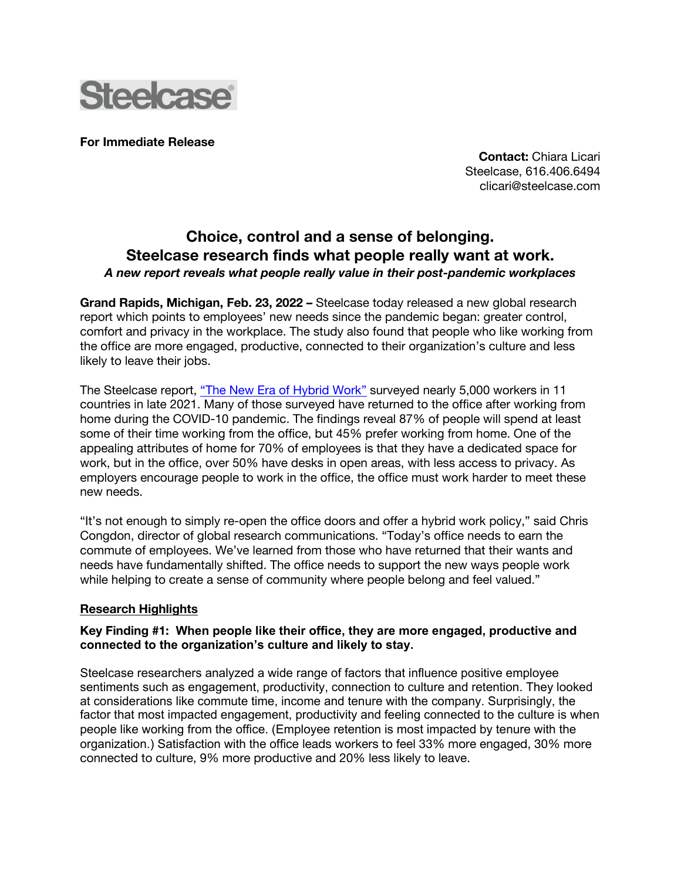Steelcase®

**For Immediate Release**

**Contact:** Chiara Licari
Steelcase, 616.406.6494
clicari@steelcase.com

## Choice, control and a sense of belonging.
## Steelcase research finds what people really want at work.

***A new report reveals what people really value in their post-pandemic workplaces***

**Grand Rapids, Michigan, Feb. 23, 2022 –** Steelcase today released a new global research report which points to employees' new needs since the pandemic began: greater control, comfort and privacy in the workplace. The study also found that people who like working from the office are more engaged, productive, connected to their organization's culture and less likely to leave their jobs.

The Steelcase report, "The New Era of Hybrid Work" surveyed nearly 5,000 workers in 11 countries in late 2021. Many of those surveyed have returned to the office after working from home during the COVID-10 pandemic. The findings reveal 87% of people will spend at least some of their time working from the office, but 45% prefer working from home. One of the appealing attributes of home for 70% of employees is that they have a dedicated space for work, but in the office, over 50% have desks in open areas, with less access to privacy. As employers encourage people to work in the office, the office must work harder to meet these new needs.

"It's not enough to simply re-open the office doors and offer a hybrid work policy," said Chris Congdon, director of global research communications. "Today's office needs to earn the commute of employees. We've learned from those who have returned that their wants and needs have fundamentally shifted. The office needs to support the new ways people work while helping to create a sense of community where people belong and feel valued."

### Research Highlights

**Key Finding #1: When people like their office, they are more engaged, productive and connected to the organization's culture and likely to stay.**

Steelcase researchers analyzed a wide range of factors that influence positive employee sentiments such as engagement, productivity, connection to culture and retention. They looked at considerations like commute time, income and tenure with the company. Surprisingly, the factor that most impacted engagement, productivity and feeling connected to the culture is when people like working from the office. (Employee retention is most impacted by tenure with the organization.) Satisfaction with the office leads workers to feel 33% more engaged, 30% more connected to culture, 9% more productive and 20% less likely to leave.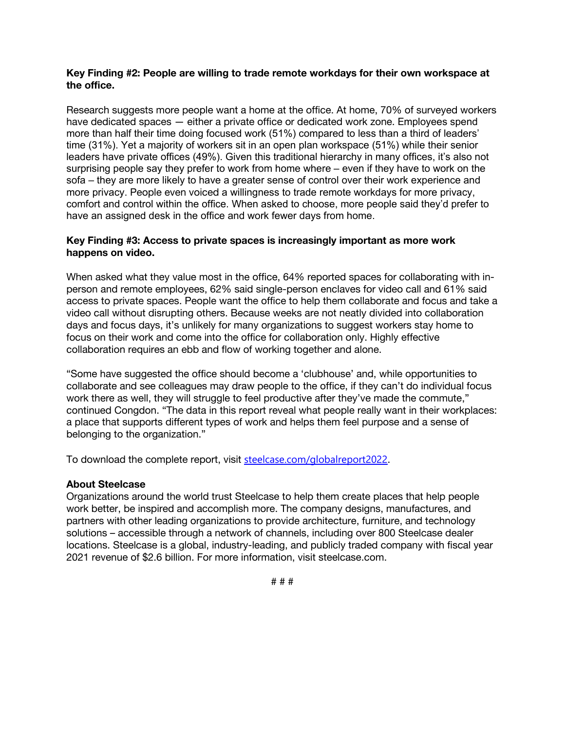**Key Finding #2: People are willing to trade remote workdays for their own workspace at the office.**

Research suggests more people want a home at the office. At home, 70% of surveyed workers have dedicated spaces — either a private office or dedicated work zone. Employees spend more than half their time doing focused work (51%) compared to less than a third of leaders' time (31%). Yet a majority of workers sit in an open plan workspace (51%) while their senior leaders have private offices (49%). Given this traditional hierarchy in many offices, it's also not surprising people say they prefer to work from home where – even if they have to work on the sofa – they are more likely to have a greater sense of control over their work experience and more privacy. People even voiced a willingness to trade remote workdays for more privacy, comfort and control within the office. When asked to choose, more people said they'd prefer to have an assigned desk in the office and work fewer days from home.

**Key Finding #3: Access to private spaces is increasingly important as more work happens on video.**

When asked what they value most in the office, 64% reported spaces for collaborating with in-person and remote employees, 62% said single-person enclaves for video call and 61% said access to private spaces. People want the office to help them collaborate and focus and take a video call without disrupting others. Because weeks are not neatly divided into collaboration days and focus days, it's unlikely for many organizations to suggest workers stay home to focus on their work and come into the office for collaboration only. Highly effective collaboration requires an ebb and flow of working together and alone.

"Some have suggested the office should become a 'clubhouse' and, while opportunities to collaborate and see colleagues may draw people to the office, if they can't do individual focus work there as well, they will struggle to feel productive after they've made the commute," continued Congdon. "The data in this report reveal what people really want in their workplaces: a place that supports different types of work and helps them feel purpose and a sense of belonging to the organization."

To download the complete report, visit [steelcase.com/globalreport2022](steelcase.com/globalreport2022).

**About Steelcase**

Organizations around the world trust Steelcase to help them create places that help people work better, be inspired and accomplish more. The company designs, manufactures, and partners with other leading organizations to provide architecture, furniture, and technology solutions – accessible through a network of channels, including over 800 Steelcase dealer locations. Steelcase is a global, industry-leading, and publicly traded company with fiscal year 2021 revenue of $2.6 billion. For more information, visit steelcase.com.

# # #